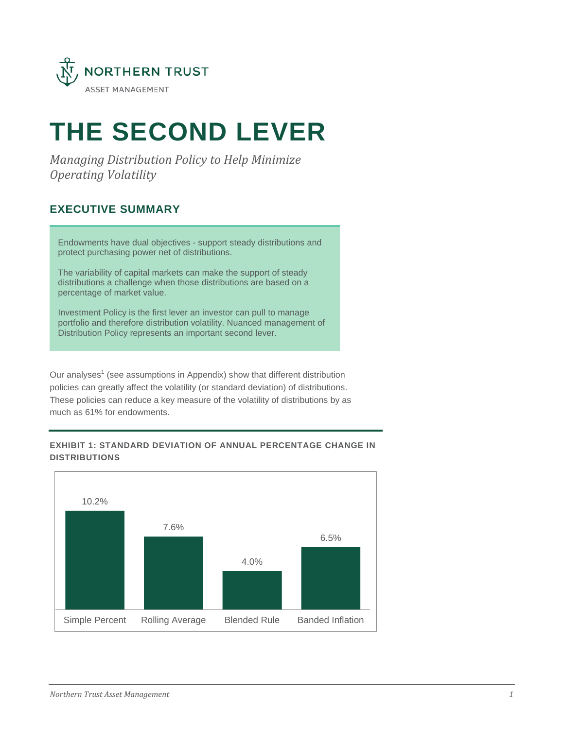NORTHERN TRUST

ASSET MANAGEMENT

# THE SECOND LEVER

*Managing Distribution Policy to Help Minimize Operating Volatility*

## EXECUTIVE SUMMARY

Endowments have dual objectives - support steady distributions and protect purchasing power net of distributions.

The variability of capital markets can make the support of steady distributions a challenge when those distributions are based on a percentage of market value.

Investment Policy is the first lever an investor can pull to manage portfolio and therefore distribution volatility. Nuanced management of Distribution Policy represents an important second lever.

Our analyses[1] (see assumptions in Appendix) show that different distribution policies can greatly affect the volatility (or standard deviation) of distributions. These policies can reduce a key measure of the volatility of distributions by as much as 61% for endowments.

**EXHIBIT 1: STANDARD DEVIATION OF ANNUAL PERCENTAGE CHANGE IN DISTRIBUTIONS**

| Simple Percent | Rolling Average | Blended Rule | Banded Inflation |
|---|---|---|---|
| 10.2% | 7.6% | 4.0% | 6.5% |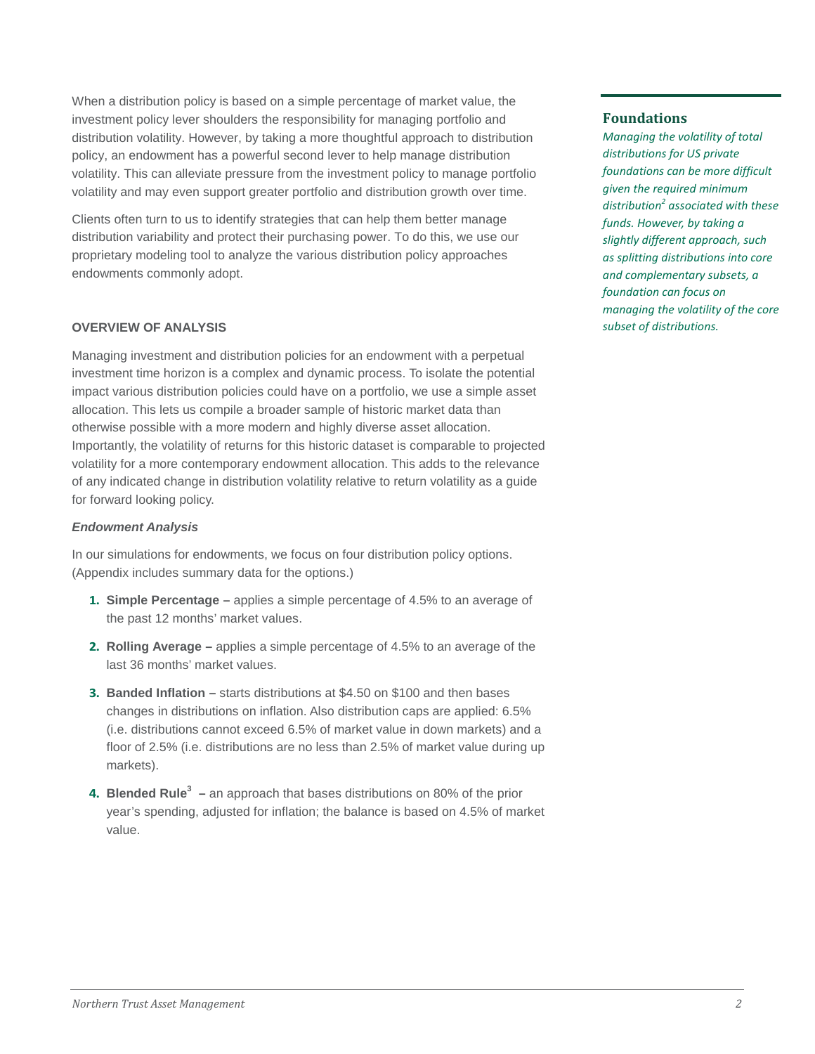When a distribution policy is based on a simple percentage of market value, the investment policy lever shoulders the responsibility for managing portfolio and distribution volatility. However, by taking a more thoughtful approach to distribution policy, an endowment has a powerful second lever to help manage distribution volatility. This can alleviate pressure from the investment policy to manage portfolio volatility and may even support greater portfolio and distribution growth over time.

Clients often turn to us to identify strategies that can help them better manage distribution variability and protect their purchasing power. To do this, we use our proprietary modeling tool to analyze the various distribution policy approaches endowments commonly adopt.

### Foundations

*Managing the volatility of total distributions for US private foundations can be more difficult given the required minimum distribution[2] associated with these funds. However, by taking a slightly different approach, such as splitting distributions into core and complementary subsets, a foundation can focus on managing the volatility of the core subset of distributions.*

## OVERVIEW OF ANALYSIS

Managing investment and distribution policies for an endowment with a perpetual investment time horizon is a complex and dynamic process. To isolate the potential impact various distribution policies could have on a portfolio, we use a simple asset allocation. This lets us compile a broader sample of historic market data than otherwise possible with a more modern and highly diverse asset allocation. Importantly, the volatility of returns for this historic dataset is comparable to projected volatility for a more contemporary endowment allocation. This adds to the relevance of any indicated change in distribution volatility relative to return volatility as a guide for forward looking policy.

### *Endowment Analysis*

In our simulations for endowments, we focus on four distribution policy options. (Appendix includes summary data for the options.)

1. **Simple Percentage –** applies a simple percentage of 4.5% to an average of the past 12 months' market values.
2. **Rolling Average –** applies a simple percentage of 4.5% to an average of the last 36 months' market values.
3. **Banded Inflation –** starts distributions at $4.50 on $100 and then bases changes in distributions on inflation. Also distribution caps are applied: 6.5% (i.e. distributions cannot exceed 6.5% of market value in down markets) and a floor of 2.5% (i.e. distributions are no less than 2.5% of market value during up markets).
4. **Blended Rule[3] –** an approach that bases distributions on 80% of the prior year's spending, adjusted for inflation; the balance is based on 4.5% of market value.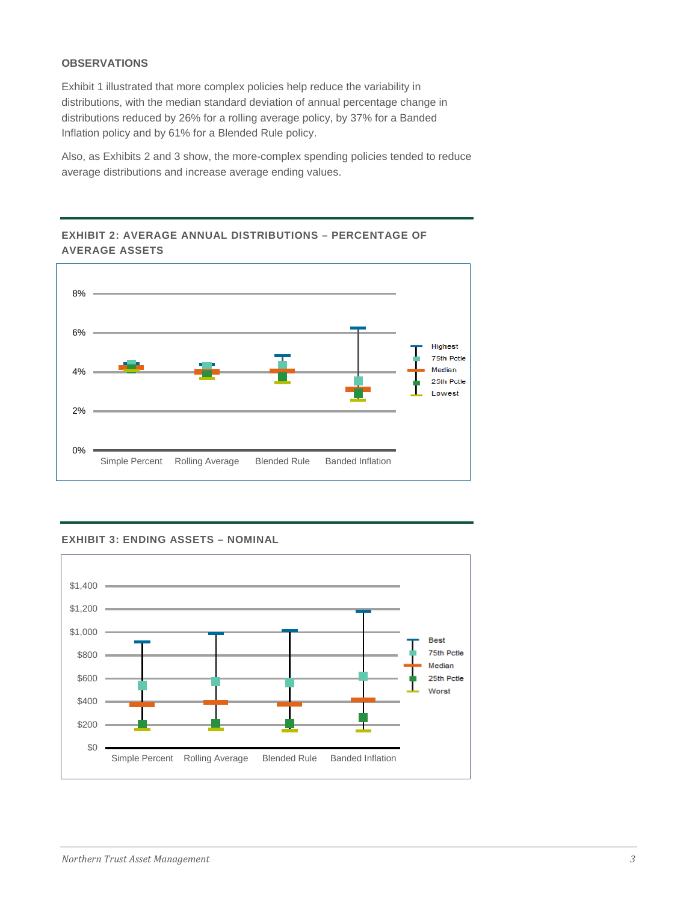**OBSERVATIONS**

Exhibit 1 illustrated that more complex policies help reduce the variability in distributions, with the median standard deviation of annual percentage change in distributions reduced by 26% for a rolling average policy, by 37% for a Banded Inflation policy and by 61% for a Blended Rule policy.

Also, as Exhibits 2 and 3 show, the more-complex spending policies tended to reduce average distributions and increase average ending values.

**EXHIBIT 2: AVERAGE ANNUAL DISTRIBUTIONS – PERCENTAGE OF AVERAGE ASSETS**

**EXHIBIT 3: ENDING ASSETS – NOMINAL**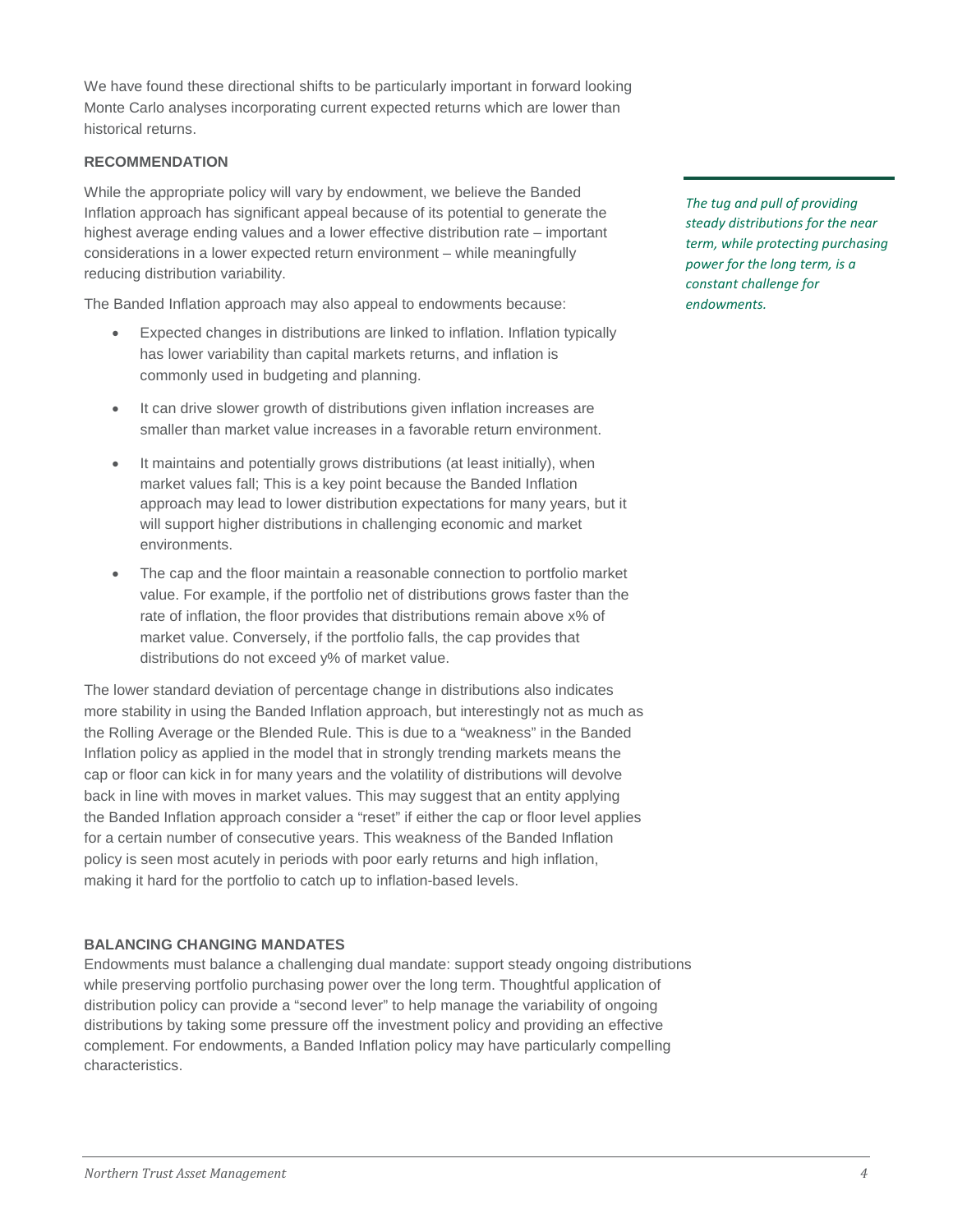We have found these directional shifts to be particularly important in forward looking Monte Carlo analyses incorporating current expected returns which are lower than historical returns.

### RECOMMENDATION

While the appropriate policy will vary by endowment, we believe the Banded Inflation approach has significant appeal because of its potential to generate the highest average ending values and a lower effective distribution rate – important considerations in a lower expected return environment – while meaningfully reducing distribution variability.

*The tug and pull of providing steady distributions for the near term, while protecting purchasing power for the long term, is a constant challenge for endowments.*

The Banded Inflation approach may also appeal to endowments because:

- Expected changes in distributions are linked to inflation. Inflation typically has lower variability than capital markets returns, and inflation is commonly used in budgeting and planning.
- It can drive slower growth of distributions given inflation increases are smaller than market value increases in a favorable return environment.
- It maintains and potentially grows distributions (at least initially), when market values fall; This is a key point because the Banded Inflation approach may lead to lower distribution expectations for many years, but it will support higher distributions in challenging economic and market environments.
- The cap and the floor maintain a reasonable connection to portfolio market value. For example, if the portfolio net of distributions grows faster than the rate of inflation, the floor provides that distributions remain above x% of market value. Conversely, if the portfolio falls, the cap provides that distributions do not exceed y% of market value.

The lower standard deviation of percentage change in distributions also indicates more stability in using the Banded Inflation approach, but interestingly not as much as the Rolling Average or the Blended Rule. This is due to a "weakness" in the Banded Inflation policy as applied in the model that in strongly trending markets means the cap or floor can kick in for many years and the volatility of distributions will devolve back in line with moves in market values. This may suggest that an entity applying the Banded Inflation approach consider a "reset" if either the cap or floor level applies for a certain number of consecutive years. This weakness of the Banded Inflation policy is seen most acutely in periods with poor early returns and high inflation, making it hard for the portfolio to catch up to inflation-based levels.

### BALANCING CHANGING MANDATES

Endowments must balance a challenging dual mandate: support steady ongoing distributions while preserving portfolio purchasing power over the long term. Thoughtful application of distribution policy can provide a "second lever" to help manage the variability of ongoing distributions by taking some pressure off the investment policy and providing an effective complement. For endowments, a Banded Inflation policy may have particularly compelling characteristics.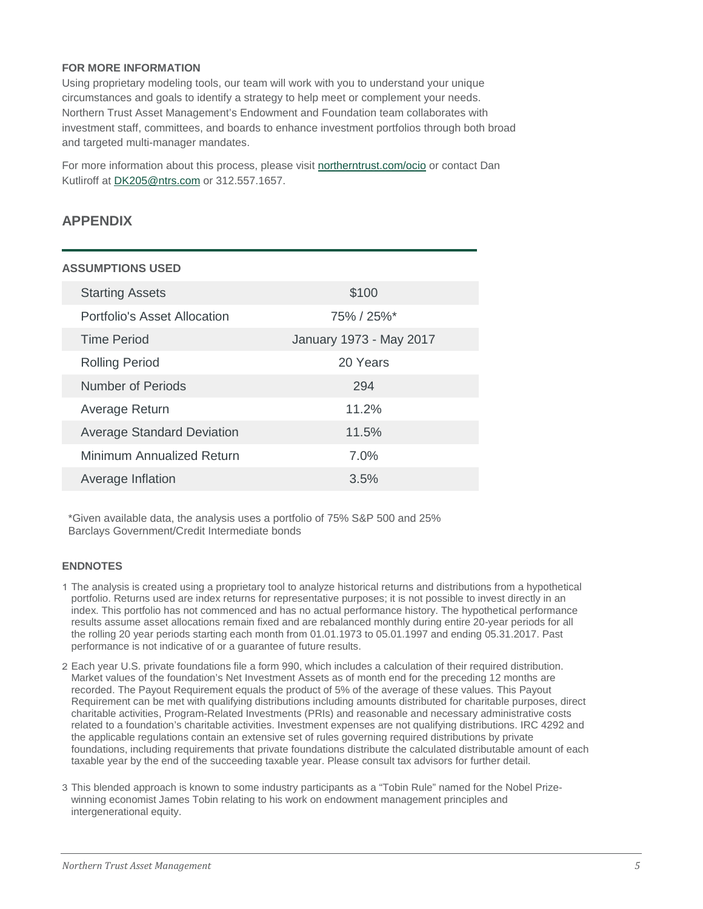#### FOR MORE INFORMATION

Using proprietary modeling tools, our team will work with you to understand your unique circumstances and goals to identify a strategy to help meet or complement your needs. Northern Trust Asset Management's Endowment and Foundation team collaborates with investment staff, committees, and boards to enhance investment portfolios through both broad and targeted multi-manager mandates.

For more information about this process, please visit [northerntrust.com/ocio](northerntrust.com/ocio) or contact Dan Kutliroff at [DK205@ntrs.com](mailto:DK205@ntrs.com) or 312.557.1657.

## APPENDIX

#### ASSUMPTIONS USED

| | |
|---|---|
| Starting Assets | $100 |
| Portfolio's Asset Allocation | 75% / 25%* |
| Time Period | January 1973 - May 2017 |
| Rolling Period | 20 Years |
| Number of Periods | 294 |
| Average Return | 11.2% |
| Average Standard Deviation | 11.5% |
| Minimum Annualized Return | 7.0% |
| Average Inflation | 3.5% |

*Given available data, the analysis uses a portfolio of 75% S&P 500 and 25% Barclays Government/Credit Intermediate bonds

#### ENDNOTES

1 The analysis is created using a proprietary tool to analyze historical returns and distributions from a hypothetical portfolio. Returns used are index returns for representative purposes; it is not possible to invest directly in an index. This portfolio has not commenced and has no actual performance history. The hypothetical performance results assume asset allocations remain fixed and are rebalanced monthly during entire 20-year periods for all the rolling 20 year periods starting each month from 01.01.1973 to 05.01.1997 and ending 05.31.2017. Past performance is not indicative of or a guarantee of future results.

2 Each year U.S. private foundations file a form 990, which includes a calculation of their required distribution. Market values of the foundation's Net Investment Assets as of month end for the preceding 12 months are recorded. The Payout Requirement equals the product of 5% of the average of these values. This Payout Requirement can be met with qualifying distributions including amounts distributed for charitable purposes, direct charitable activities, Program-Related Investments (PRIs) and reasonable and necessary administrative costs related to a foundation's charitable activities. Investment expenses are not qualifying distributions. IRC 4292 and the applicable regulations contain an extensive set of rules governing required distributions by private foundations, including requirements that private foundations distribute the calculated distributable amount of each taxable year by the end of the succeeding taxable year. Please consult tax advisors for further detail.

3 This blended approach is known to some industry participants as a "Tobin Rule" named for the Nobel Prize-winning economist James Tobin relating to his work on endowment management principles and intergenerational equity.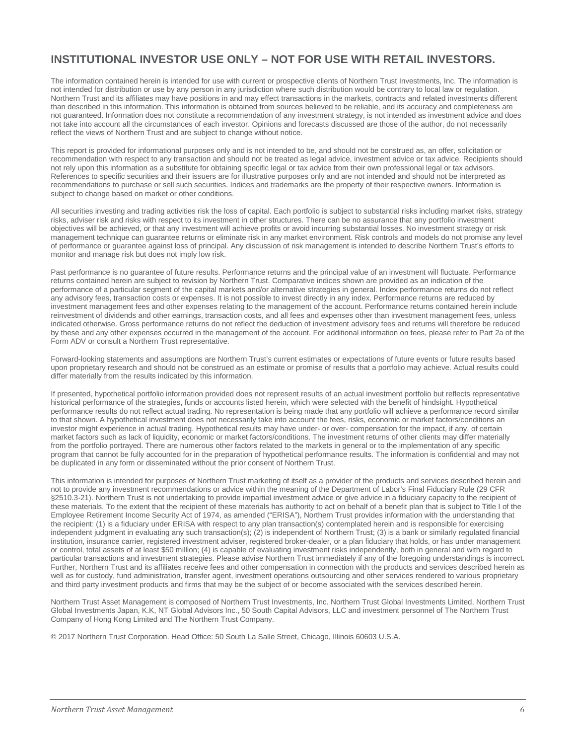## INSTITUTIONAL INVESTOR USE ONLY – NOT FOR USE WITH RETAIL INVESTORS.

The information contained herein is intended for use with current or prospective clients of Northern Trust Investments, Inc. The information is not intended for distribution or use by any person in any jurisdiction where such distribution would be contrary to local law or regulation. Northern Trust and its affiliates may have positions in and may effect transactions in the markets, contracts and related investments different than described in this information. This information is obtained from sources believed to be reliable, and its accuracy and completeness are not guaranteed. Information does not constitute a recommendation of any investment strategy, is not intended as investment advice and does not take into account all the circumstances of each investor. Opinions and forecasts discussed are those of the author, do not necessarily reflect the views of Northern Trust and are subject to change without notice.

This report is provided for informational purposes only and is not intended to be, and should not be construed as, an offer, solicitation or recommendation with respect to any transaction and should not be treated as legal advice, investment advice or tax advice. Recipients should not rely upon this information as a substitute for obtaining specific legal or tax advice from their own professional legal or tax advisors. References to specific securities and their issuers are for illustrative purposes only and are not intended and should not be interpreted as recommendations to purchase or sell such securities. Indices and trademarks are the property of their respective owners. Information is subject to change based on market or other conditions.

All securities investing and trading activities risk the loss of capital. Each portfolio is subject to substantial risks including market risks, strategy risks, adviser risk and risks with respect to its investment in other structures. There can be no assurance that any portfolio investment objectives will be achieved, or that any investment will achieve profits or avoid incurring substantial losses. No investment strategy or risk management technique can guarantee returns or eliminate risk in any market environment. Risk controls and models do not promise any level of performance or guarantee against loss of principal. Any discussion of risk management is intended to describe Northern Trust's efforts to monitor and manage risk but does not imply low risk.

Past performance is no guarantee of future results. Performance returns and the principal value of an investment will fluctuate. Performance returns contained herein are subject to revision by Northern Trust. Comparative indices shown are provided as an indication of the performance of a particular segment of the capital markets and/or alternative strategies in general. Index performance returns do not reflect any advisory fees, transaction costs or expenses. It is not possible to invest directly in any index. Performance returns are reduced by investment management fees and other expenses relating to the management of the account. Performance returns contained herein include reinvestment of dividends and other earnings, transaction costs, and all fees and expenses other than investment management fees, unless indicated otherwise. Gross performance returns do not reflect the deduction of investment advisory fees and returns will therefore be reduced by these and any other expenses occurred in the management of the account. For additional information on fees, please refer to Part 2a of the Form ADV or consult a Northern Trust representative.

Forward-looking statements and assumptions are Northern Trust's current estimates or expectations of future events or future results based upon proprietary research and should not be construed as an estimate or promise of results that a portfolio may achieve. Actual results could differ materially from the results indicated by this information.

If presented, hypothetical portfolio information provided does not represent results of an actual investment portfolio but reflects representative historical performance of the strategies, funds or accounts listed herein, which were selected with the benefit of hindsight. Hypothetical performance results do not reflect actual trading. No representation is being made that any portfolio will achieve a performance record similar to that shown. A hypothetical investment does not necessarily take into account the fees, risks, economic or market factors/conditions an investor might experience in actual trading. Hypothetical results may have under- or over- compensation for the impact, if any, of certain market factors such as lack of liquidity, economic or market factors/conditions. The investment returns of other clients may differ materially from the portfolio portrayed. There are numerous other factors related to the markets in general or to the implementation of any specific program that cannot be fully accounted for in the preparation of hypothetical performance results. The information is confidential and may not be duplicated in any form or disseminated without the prior consent of Northern Trust.

This information is intended for purposes of Northern Trust marketing of itself as a provider of the products and services described herein and not to provide any investment recommendations or advice within the meaning of the Department of Labor's Final Fiduciary Rule (29 CFR §2510.3-21). Northern Trust is not undertaking to provide impartial investment advice or give advice in a fiduciary capacity to the recipient of these materials. To the extent that the recipient of these materials has authority to act on behalf of a benefit plan that is subject to Title I of the Employee Retirement Income Security Act of 1974, as amended ("ERISA"), Northern Trust provides information with the understanding that the recipient: (1) is a fiduciary under ERISA with respect to any plan transaction(s) contemplated herein and is responsible for exercising independent judgment in evaluating any such transaction(s); (2) is independent of Northern Trust; (3) is a bank or similarly regulated financial institution, insurance carrier, registered investment adviser, registered broker-dealer, or a plan fiduciary that holds, or has under management or control, total assets of at least $50 million; (4) is capable of evaluating investment risks independently, both in general and with regard to particular transactions and investment strategies. Please advise Northern Trust immediately if any of the foregoing understandings is incorrect. Further, Northern Trust and its affiliates receive fees and other compensation in connection with the products and services described herein as well as for custody, fund administration, transfer agent, investment operations outsourcing and other services rendered to various proprietary and third party investment products and firms that may be the subject of or become associated with the services described herein.

Northern Trust Asset Management is composed of Northern Trust Investments, Inc. Northern Trust Global Investments Limited, Northern Trust Global Investments Japan, K.K, NT Global Advisors Inc., 50 South Capital Advisors, LLC and investment personnel of The Northern Trust Company of Hong Kong Limited and The Northern Trust Company.

© 2017 Northern Trust Corporation. Head Office: 50 South La Salle Street, Chicago, Illinois 60603 U.S.A.